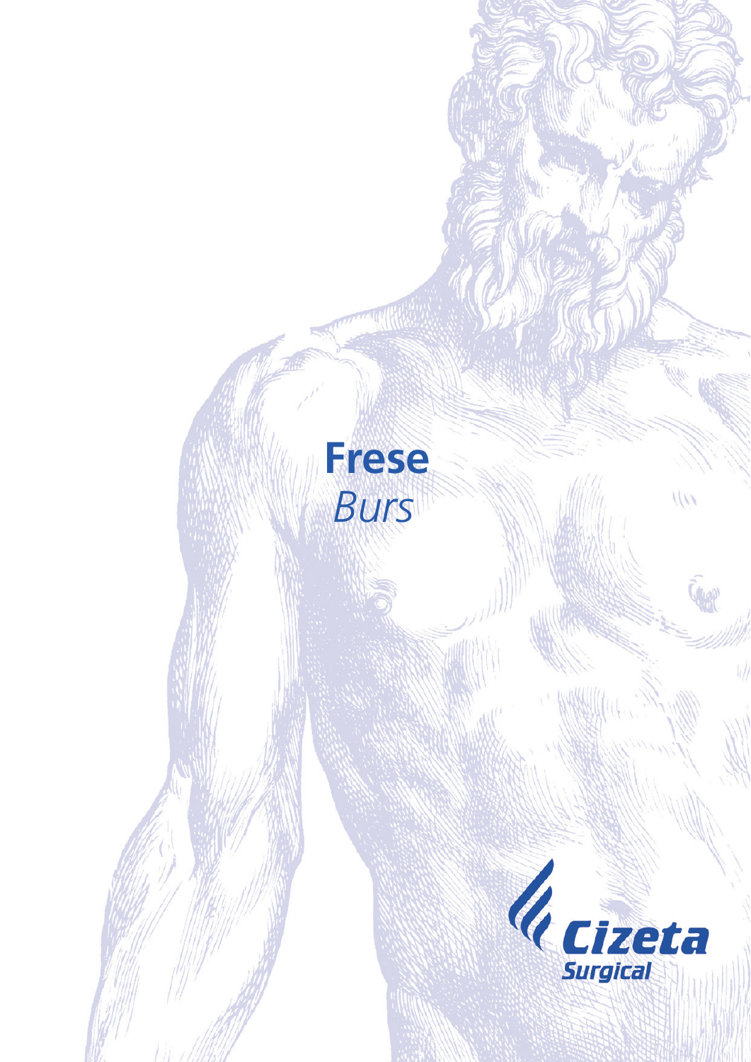# Frese
*Burs*

**Cizeta**
**Surgical**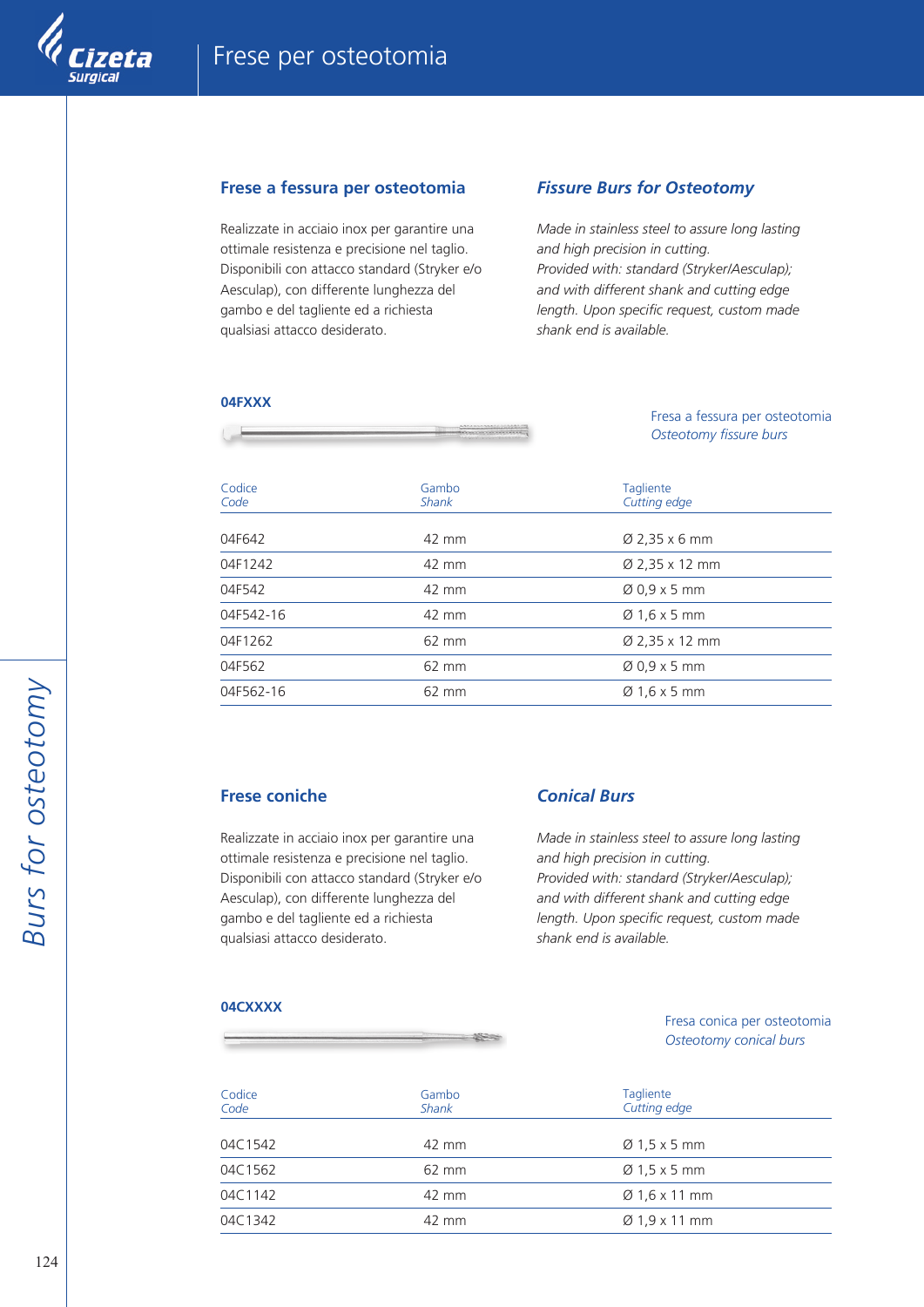# Frese per osteotomia

## Frese a fessura per osteotomia

Realizzate in acciaio inox per garantire una ottimale resistenza e precisione nel taglio. Disponibili con attacco standard (Stryker e/o Aesculap), con differente lunghezza del gambo e del tagliente ed a richiesta qualsiasi attacco desiderato.

## *Fissure Burs for Osteotomy*

*Made in stainless steel to assure long lasting and high precision in cutting. Provided with: standard (Stryker/Aesculap); and with different shank and cutting edge length. Upon specific request, custom made shank end is available.*

**04FXXX**

Fresa a fessura per osteotomia
*Osteotomy fissure burs*

| Codice *Code* | Gambo *Shank* | Tagliente *Cutting edge* |
|---|---|---|
| 04F642 | 42 mm | Ø 2,35 x 6 mm |
| 04F1242 | 42 mm | Ø 2,35 x 12 mm |
| 04F542 | 42 mm | Ø 0,9 x 5 mm |
| 04F542-16 | 42 mm | Ø 1,6 x 5 mm |
| 04F1262 | 62 mm | Ø 2,35 x 12 mm |
| 04F562 | 62 mm | Ø 0,9 x 5 mm |
| 04F562-16 | 62 mm | Ø 1,6 x 5 mm |

## Frese coniche

Realizzate in acciaio inox per garantire una ottimale resistenza e precisione nel taglio. Disponibili con attacco standard (Stryker e/o Aesculap), con differente lunghezza del gambo e del tagliente ed a richiesta qualsiasi attacco desiderato.

## *Conical Burs*

*Made in stainless steel to assure long lasting and high precision in cutting. Provided with: standard (Stryker/Aesculap); and with different shank and cutting edge length. Upon specific request, custom made shank end is available.*

**04CXXXX**

Fresa conica per osteotomia
*Osteotomy conical burs*

| Codice *Code* | Gambo *Shank* | Tagliente *Cutting edge* |
|---|---|---|
| 04C1542 | 42 mm | Ø 1,5 x 5 mm |
| 04C1562 | 62 mm | Ø 1,5 x 5 mm |
| 04C1142 | 42 mm | Ø 1,6 x 11 mm |
| 04C1342 | 42 mm | Ø 1,9 x 11 mm |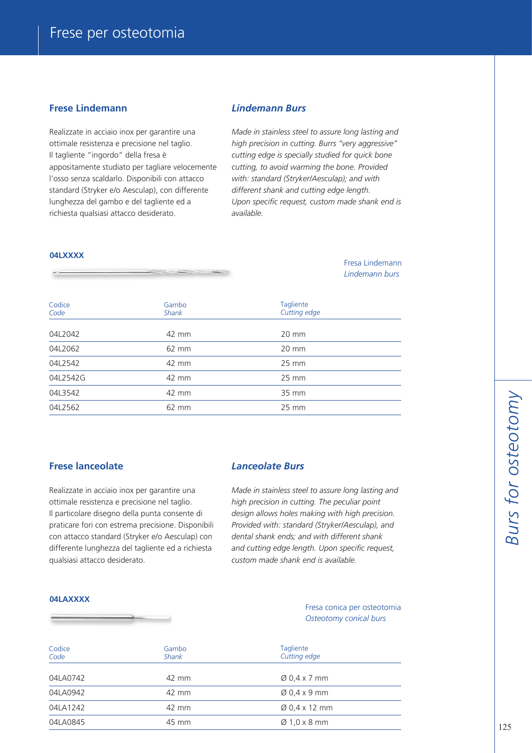# Frese per osteotomia

## Frese Lindemann

Realizzate in acciaio inox per garantire una ottimale resistenza e precisione nel taglio. Il tagliente "ingordo" della fresa è appositamente studiato per tagliare velocemente l'osso senza scaldarlo. Disponibili con attacco standard (Stryker e/o Aesculap), con differente lunghezza del gambo e del tagliente ed a richiesta qualsiasi attacco desiderato.

## *Lindemann Burs*

*Made in stainless steel to assure long lasting and high precision in cutting. Burrs "very aggressive" cutting edge is specially studied for quick bone cutting, to avoid warming the bone. Provided with: standard (Stryker/Aesculap); and with different shank and cutting edge length. Upon specific request, custom made shank end is available.*

**04LXXXX**

Fresa Lindemann
*Lindemann burs*

| Codice *Code* | Gambo *Shank* | Tagliente *Cutting edge* |
|---|---|---|
| 04L2042 | 42 mm | 20 mm |
| 04L2062 | 62 mm | 20 mm |
| 04L2542 | 42 mm | 25 mm |
| 04L2542G | 42 mm | 25 mm |
| 04L3542 | 42 mm | 35 mm |
| 04L2562 | 62 mm | 25 mm |

## Frese lanceolate

Realizzate in acciaio inox per garantire una ottimale resistenza e precisione nel taglio. Il particolare disegno della punta consente di praticare fori con estrema precisione. Disponibili con attacco standard (Stryker e/o Aesculap) con differente lunghezza del tagliente ed a richiesta qualsiasi attacco desiderato.

## *Lanceolate Burs*

*Made in stainless steel to assure long lasting and high precision in cutting. The peculiar point design allows holes making with high precision. Provided with: standard (Stryker/Aesculap), and dental shank ends; and with different shank and cutting edge length. Upon specific request, custom made shank end is available.*

**04LAXXXX**

Fresa conica per osteotomia
*Osteotomy conical burs*

| Codice *Code* | Gambo *Shank* | Tagliente *Cutting edge* |
|---|---|---|
| 04LA0742 | 42 mm | Ø 0,4 x 7 mm |
| 04LA0942 | 42 mm | Ø 0,4 x 9 mm |
| 04LA1242 | 42 mm | Ø 0,4 x 12 mm |
| 04LA0845 | 45 mm | Ø 1,0 x 8 mm |

*Burs for osteotomy*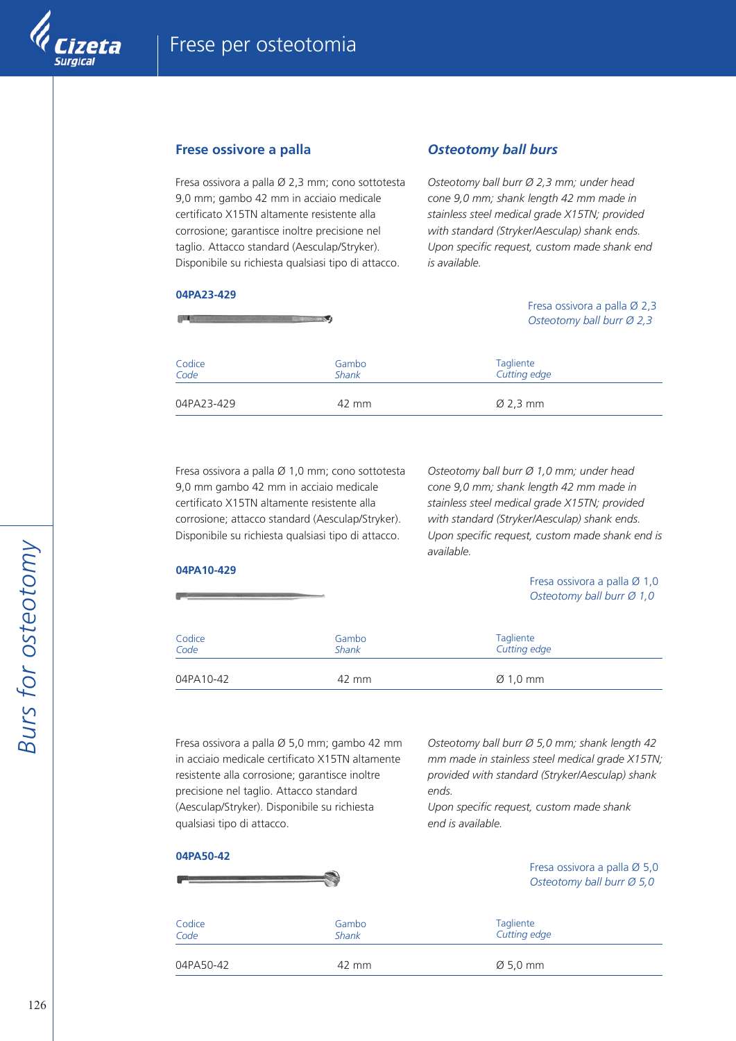## Frese ossivore a palla

## *Osteotomy ball burs*

Fresa ossivora a palla Ø 2,3 mm; cono sottotesta 9,0 mm; gambo 42 mm in acciaio medicale certificato X15TN altamente resistente alla corrosione; garantisce inoltre precisione nel taglio. Attacco standard (Aesculap/Stryker). Disponibile su richiesta qualsiasi tipo di attacco.

*Osteotomy ball burr Ø 2,3 mm; under head cone 9,0 mm; shank length 42 mm made in stainless steel medical grade X15TN; provided with standard (Stryker/Aesculap) shank ends. Upon specific request, custom made shank end is available.*

**04PA23-429**

Fresa ossivora a palla Ø 2,3
*Osteotomy ball burr Ø 2,3*

| Codice<br>*Code* | Gambo<br>*Shank* | Tagliente<br>*Cutting edge* |
|---|---|---|
| 04PA23-429 | 42 mm | Ø 2,3 mm |

Fresa ossivora a palla Ø 1,0 mm; cono sottotesta 9,0 mm gambo 42 mm in acciaio medicale certificato X15TN altamente resistente alla corrosione; attacco standard (Aesculap/Stryker). Disponibile su richiesta qualsiasi tipo di attacco.

*Osteotomy ball burr Ø 1,0 mm; under head cone 9,0 mm; shank length 42 mm made in stainless steel medical grade X15TN; provided with standard (Stryker/Aesculap) shank ends. Upon specific request, custom made shank end is available.*

**04PA10-429**

Fresa ossivora a palla Ø 1,0
*Osteotomy ball burr Ø 1,0*

| Codice<br>*Code* | Gambo<br>*Shank* | Tagliente<br>*Cutting edge* |
|---|---|---|
| 04PA10-42 | 42 mm | Ø 1,0 mm |

Fresa ossivora a palla Ø 5,0 mm; gambo 42 mm in acciaio medicale certificato X15TN altamente resistente alla corrosione; garantisce inoltre precisione nel taglio. Attacco standard (Aesculap/Stryker). Disponibile su richiesta qualsiasi tipo di attacco.

*Osteotomy ball burr Ø 5,0 mm; shank length 42 mm made in stainless steel medical grade X15TN; provided with standard (Stryker/Aesculap) shank ends.*
*Upon specific request, custom made shank end is available.*

**04PA50-42**

Fresa ossivora a palla Ø 5,0
*Osteotomy ball burr Ø 5,0*

| Codice<br>*Code* | Gambo<br>*Shank* | Tagliente<br>*Cutting edge* |
|---|---|---|
| 04PA50-42 | 42 mm | Ø 5,0 mm |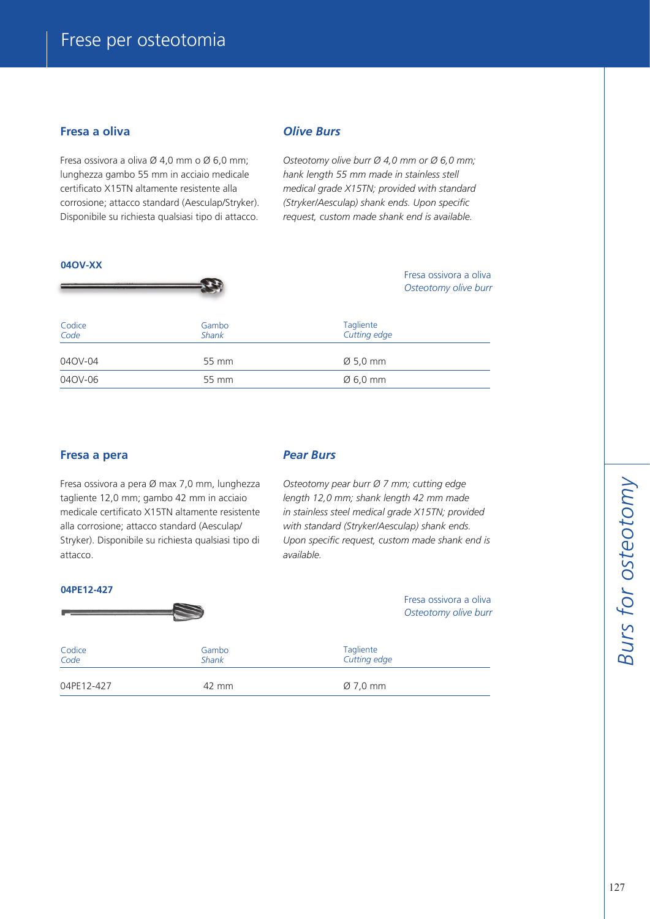# Frese per osteotomia

## Fresa a oliva

Fresa ossivora a oliva Ø 4,0 mm o Ø 6,0 mm; lunghezza gambo 55 mm in acciaio medicale certificato X15TN altamente resistente alla corrosione; attacco standard (Aesculap/Stryker). Disponibile su richiesta qualsiasi tipo di attacco.

## *Olive Burs*

*Osteotomy olive burr Ø 4,0 mm or Ø 6,0 mm; hank length 55 mm made in stainless stell medical grade X15TN; provided with standard (Stryker/Aesculap) shank ends. Upon specific request, custom made shank end is available.*

**04OV-XX**

Fresa ossivora a oliva
*Osteotomy olive burr*

| Codice *Code* | Gambo *Shank* | Tagliente *Cutting edge* |
|---|---|---|
| 04OV-04 | 55 mm | Ø 5,0 mm |
| 04OV-06 | 55 mm | Ø 6,0 mm |

## Fresa a pera

Fresa ossivora a pera Ø max 7,0 mm, lunghezza tagliente 12,0 mm; gambo 42 mm in acciaio medicale certificato X15TN altamente resistente alla corrosione; attacco standard (Aesculap/Stryker). Disponibile su richiesta qualsiasi tipo di attacco.

## *Pear Burs*

*Osteotomy pear burr Ø 7 mm; cutting edge length 12,0 mm; shank length 42 mm made in stainless steel medical grade X15TN; provided with standard (Stryker/Aesculap) shank ends. Upon specific request, custom made shank end is available.*

**04PE12-427**

Fresa ossivora a oliva
*Osteotomy olive burr*

| Codice *Code* | Gambo *Shank* | Tagliente *Cutting edge* |
|---|---|---|
| 04PE12-427 | 42 mm | Ø 7,0 mm |

*Burs for osteotomy*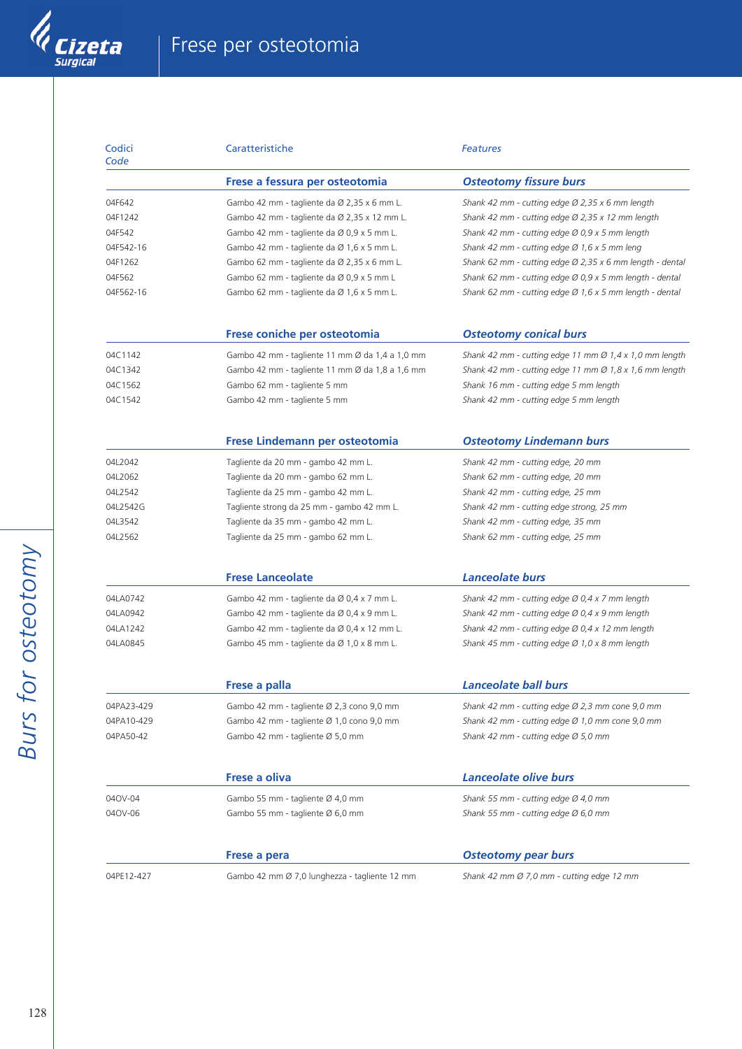# Frese per osteotomia

| Codici / *Code* | Caratteristiche | *Features* |
|---|---|---|
| | **Frese a fessura per osteotomia** | ***Osteotomy fissure burs*** |
| 04F642 | Gambo 42 mm - tagliente da Ø 2,35 x 6 mm L. | *Shank 42 mm - cutting edge Ø 2,35 x 6 mm length* |
| 04F1242 | Gambo 42 mm - tagliente da Ø 2,35 x 12 mm L. | *Shank 42 mm - cutting edge Ø 2,35 x 12 mm length* |
| 04F542 | Gambo 42 mm - tagliente da Ø 0,9 x 5 mm L. | *Shank 42 mm - cutting edge Ø 0,9 x 5 mm length* |
| 04F542-16 | Gambo 42 mm - tagliente da Ø 1,6 x 5 mm L. | *Shank 42 mm - cutting edge Ø 1,6 x 5 mm leng* |
| 04F1262 | Gambo 62 mm - tagliente da Ø 2,35 x 6 mm L. | *Shank 62 mm - cutting edge Ø 2,35 x 6 mm length - dental* |
| 04F562 | Gambo 62 mm - tagliente da Ø 0,9 x 5 mm L | *Shank 62 mm - cutting edge Ø 0,9 x 5 mm length - dental* |
| 04F562-16 | Gambo 62 mm - tagliente da Ø 1,6 x 5 mm L. | *Shank 62 mm - cutting edge Ø 1,6 x 5 mm length - dental* |
| | **Frese coniche per osteotomia** | ***Osteotomy conical burs*** |
| 04C1142 | Gambo 42 mm - tagliente 11 mm Ø da 1,4 a 1,0 mm | *Shank 42 mm - cutting edge 11 mm Ø 1,4 x 1,0 mm length* |
| 04C1342 | Gambo 42 mm - tagliente 11 mm Ø da 1,8 a 1,6 mm | *Shank 42 mm - cutting edge 11 mm Ø 1,8 x 1,6 mm length* |
| 04C1562 | Gambo 62 mm - tagliente 5 mm | *Shank 16 mm - cutting edge 5 mm length* |
| 04C1542 | Gambo 42 mm - tagliente 5 mm | *Shank 42 mm - cutting edge 5 mm length* |
| | **Frese Lindemann per osteotomia** | ***Osteotomy Lindemann burs*** |
| 04L2042 | Tagliente da 20 mm - gambo 42 mm L. | *Shank 42 mm - cutting edge, 20 mm* |
| 04L2062 | Tagliente da 20 mm - gambo 62 mm L. | *Shank 62 mm - cutting edge, 20 mm* |
| 04L2542 | Tagliente da 25 mm - gambo 42 mm L. | *Shank 42 mm - cutting edge, 25 mm* |
| 04L2542G | Tagliente strong da 25 mm - gambo 42 mm L. | *Shank 42 mm - cutting edge strong, 25 mm* |
| 04L3542 | Tagliente da 35 mm - gambo 42 mm L. | *Shank 42 mm - cutting edge, 35 mm* |
| 04L2562 | Tagliente da 25 mm - gambo 62 mm L. | *Shank 62 mm - cutting edge, 25 mm* |
| | **Frese Lanceolate** | ***Lanceolate burs*** |
| 04LA0742 | Gambo 42 mm - tagliente da Ø 0,4 x 7 mm L. | *Shank 42 mm - cutting edge Ø 0,4 x 7 mm length* |
| 04LA0942 | Gambo 42 mm - tagliente da Ø 0,4 x 9 mm L. | *Shank 42 mm - cutting edge Ø 0,4 x 9 mm length* |
| 04LA1242 | Gambo 42 mm - tagliente da Ø 0,4 x 12 mm L. | *Shank 42 mm - cutting edge Ø 0,4 x 12 mm length* |
| 04LA0845 | Gambo 45 mm - tagliente da Ø 1,0 x 8 mm L. | *Shank 45 mm - cutting edge Ø 1,0 x 8 mm length* |
| | **Frese a palla** | ***Lanceolate ball burs*** |
| 04PA23-429 | Gambo 42 mm - tagliente Ø 2,3 cono 9,0 mm | *Shank 42 mm - cutting edge Ø 2,3 mm cone 9,0 mm* |
| 04PA10-429 | Gambo 42 mm - tagliente Ø 1,0 cono 9,0 mm | *Shank 42 mm - cutting edge Ø 1,0 mm cone 9,0 mm* |
| 04PA50-42 | Gambo 42 mm - tagliente Ø 5,0 mm | *Shank 42 mm - cutting edge Ø 5,0 mm* |
| | **Frese a oliva** | ***Lanceolate olive burs*** |
| 04OV-04 | Gambo 55 mm - tagliente Ø 4,0 mm | *Shank 55 mm - cutting edge Ø 4,0 mm* |
| 04OV-06 | Gambo 55 mm - tagliente Ø 6,0 mm | *Shank 55 mm - cutting edge Ø 6,0 mm* |
| | **Frese a pera** | ***Osteotomy pear burs*** |
| 04PE12-427 | Gambo 42 mm Ø 7,0 lunghezza - tagliente 12 mm | *Shank 42 mm Ø 7,0 mm - cutting edge 12 mm* |